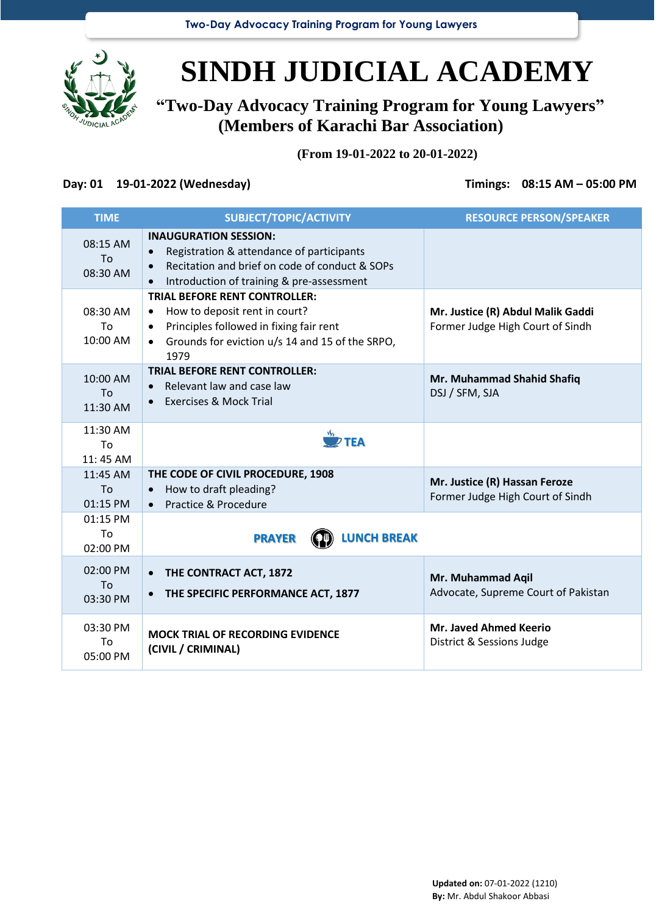# SINDH JUDICIAL ACADEMY

## "Two-Day Advocacy Training Program for Young Lawyers" (Members of Karachi Bar Association)

**(From 19-01-2022 to 20-01-2022)**

**Day: 01 19-01-2022 (Wednesday)** **Timings: 08:15 AM – 05:00 PM**

| TIME | SUBJECT/TOPIC/ACTIVITY | RESOURCE PERSON/SPEAKER |
|---|---|---|
| 08:15 AM To 08:30 AM | **INAUGURATION SESSION:**<br>• Registration & attendance of participants<br>• Recitation and brief on code of conduct & SOPs<br>• Introduction of training & pre-assessment | |
| 08:30 AM To 10:00 AM | **TRIAL BEFORE RENT CONTROLLER:**<br>• How to deposit rent in court?<br>• Principles followed in fixing fair rent<br>• Grounds for eviction u/s 14 and 15 of the SRPO, 1979 | **Mr. Justice (R) Abdul Malik Gaddi**<br>Former Judge High Court of Sindh |
| 10:00 AM To 11:30 AM | **TRIAL BEFORE RENT CONTROLLER:**<br>• Relevant law and case law<br>• Exercises & Mock Trial | **Mr. Muhammad Shahid Shafiq**<br>DSJ / SFM, SJA |
| 11:30 AM To 11: 45 AM | **TEA** | |
| 11:45 AM To 01:15 PM | **THE CODE OF CIVIL PROCEDURE, 1908**<br>• How to draft pleading?<br>• Practice & Procedure | **Mr. Justice (R) Hassan Feroze**<br>Former Judge High Court of Sindh |
| 01:15 PM To 02:00 PM | **PRAYER** **LUNCH BREAK** | |
| 02:00 PM To 03:30 PM | • **THE CONTRACT ACT, 1872**<br>• **THE SPECIFIC PERFORMANCE ACT, 1877** | **Mr. Muhammad Aqil**<br>Advocate, Supreme Court of Pakistan |
| 03:30 PM To 05:00 PM | **MOCK TRIAL OF RECORDING EVIDENCE (CIVIL / CRIMINAL)** | **Mr. Javed Ahmed Keerio**<br>District & Sessions Judge |

**Updated on:** 07-01-2022 (1210)
**By:** Mr. Abdul Shakoor Abbasi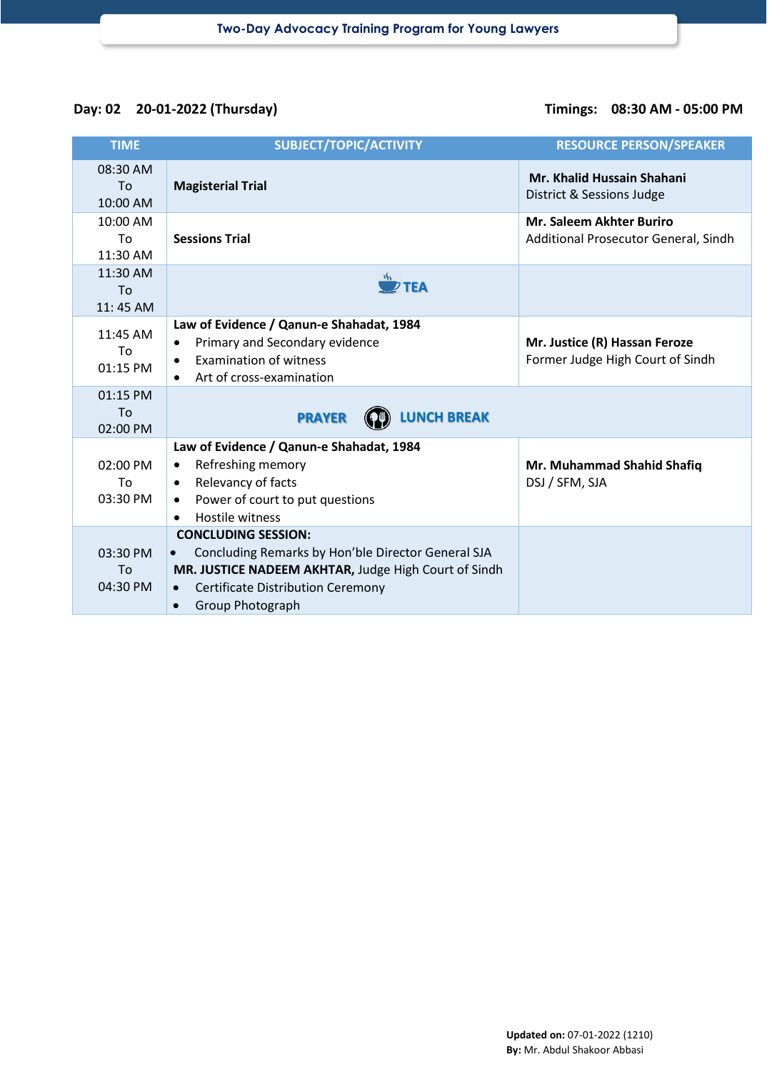**Two-Day Advocacy Training Program for Young Lawyers**

**Day: 02 20-01-2022 (Thursday)** **Timings: 08:30 AM - 05:00 PM**

| TIME | SUBJECT/TOPIC/ACTIVITY | RESOURCE PERSON/SPEAKER |
|---|---|---|
| 08:30 AM To 10:00 AM | **Magisterial Trial** | **Mr. Khalid Hussain Shahani** District & Sessions Judge |
| 10:00 AM To 11:30 AM | **Sessions Trial** | **Mr. Saleem Akhter Buriro** Additional Prosecutor General, Sindh |
| 11:30 AM To 11: 45 AM | TEA | |
| 11:45 AM To 01:15 PM | **Law of Evidence / Qanun-e Shahadat, 1984** • Primary and Secondary evidence • Examination of witness • Art of cross-examination | **Mr. Justice (R) Hassan Feroze** Former Judge High Court of Sindh |
| 01:15 PM To 02:00 PM | PRAYER LUNCH BREAK | |
| 02:00 PM To 03:30 PM | **Law of Evidence / Qanun-e Shahadat, 1984** • Refreshing memory • Relevancy of facts • Power of court to put questions • Hostile witness | **Mr. Muhammad Shahid Shafiq** DSJ / SFM, SJA |
| 03:30 PM To 04:30 PM | **CONCLUDING SESSION:** • Concluding Remarks by Hon'ble Director General SJA **MR. JUSTICE NADEEM AKHTAR,** Judge High Court of Sindh • Certificate Distribution Ceremony • Group Photograph | |

**Updated on:** 07-01-2022 (1210)
**By:** Mr. Abdul Shakoor Abbasi